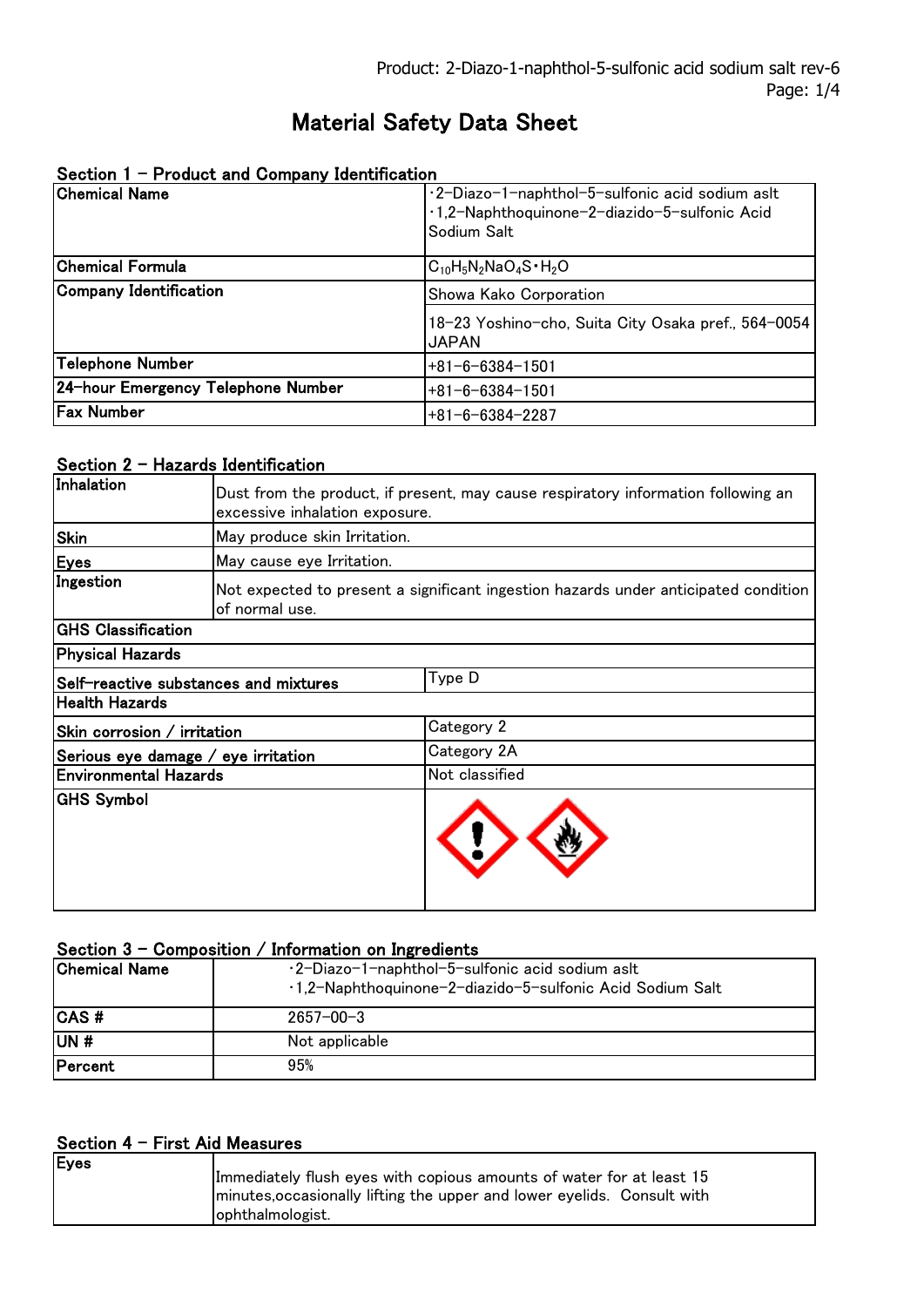# Material Safety Data Sheet

## Section 1 – Product and Company Identification

| | |
|---|---|
| **Chemical Name** | ･2-Diazo-1-naphthol-5-sulfonic acid sodium aslt<br>･1,2-Naphthoquinone-2-diazido-5-sulfonic Acid Sodium Salt |
| **Chemical Formula** | $C_{10}H_5N_2NaO_4S \cdot H_2O$ |
| **Company Identification** | Showa Kako Corporation<br>18-23 Yoshino-cho, Suita City Osaka pref., 564-0054 JAPAN |
| **Telephone Number** | +81-6-6384-1501 |
| **24-hour Emergency Telephone Number** | +81-6-6384-1501 |
| **Fax Number** | +81-6-6384-2287 |

## Section 2 – Hazards Identification

| | |
|---|---|
| **Inhalation** | Dust from the product, if present, may cause respiratory information following an excessive inhalation exposure. |
| **Skin** | May produce skin Irritation. |
| **Eyes** | May cause eye Irritation. |
| **Ingestion** | Not expected to present a significant ingestion hazards under anticipated condition of normal use. |
| **GHS Classification** | |
| **Physical Hazards** | |
| **Self-reactive substances and mixtures** | Type D |
| **Health Hazards** | |
| **Skin corrosion / irritation** | Category 2 |
| **Serious eye damage / eye irritation** | Category 2A |
| **Environmental Hazards** | Not classified |
| **GHS Symbol** | |

## Section 3 – Composition / Information on Ingredients

| | |
|---|---|
| **Chemical Name** | ･2-Diazo-1-naphthol-5-sulfonic acid sodium aslt<br>･1,2-Naphthoquinone-2-diazido-5-sulfonic Acid Sodium Salt |
| **CAS #** | 2657-00-3 |
| **UN #** | Not applicable |
| **Percent** | 95% |

## Section 4 – First Aid Measures

| | |
|---|---|
| **Eyes** | Immediately flush eyes with copious amounts of water for at least 15 minutes,occasionally lifting the upper and lower eyelids. Consult with ophthalmologist. |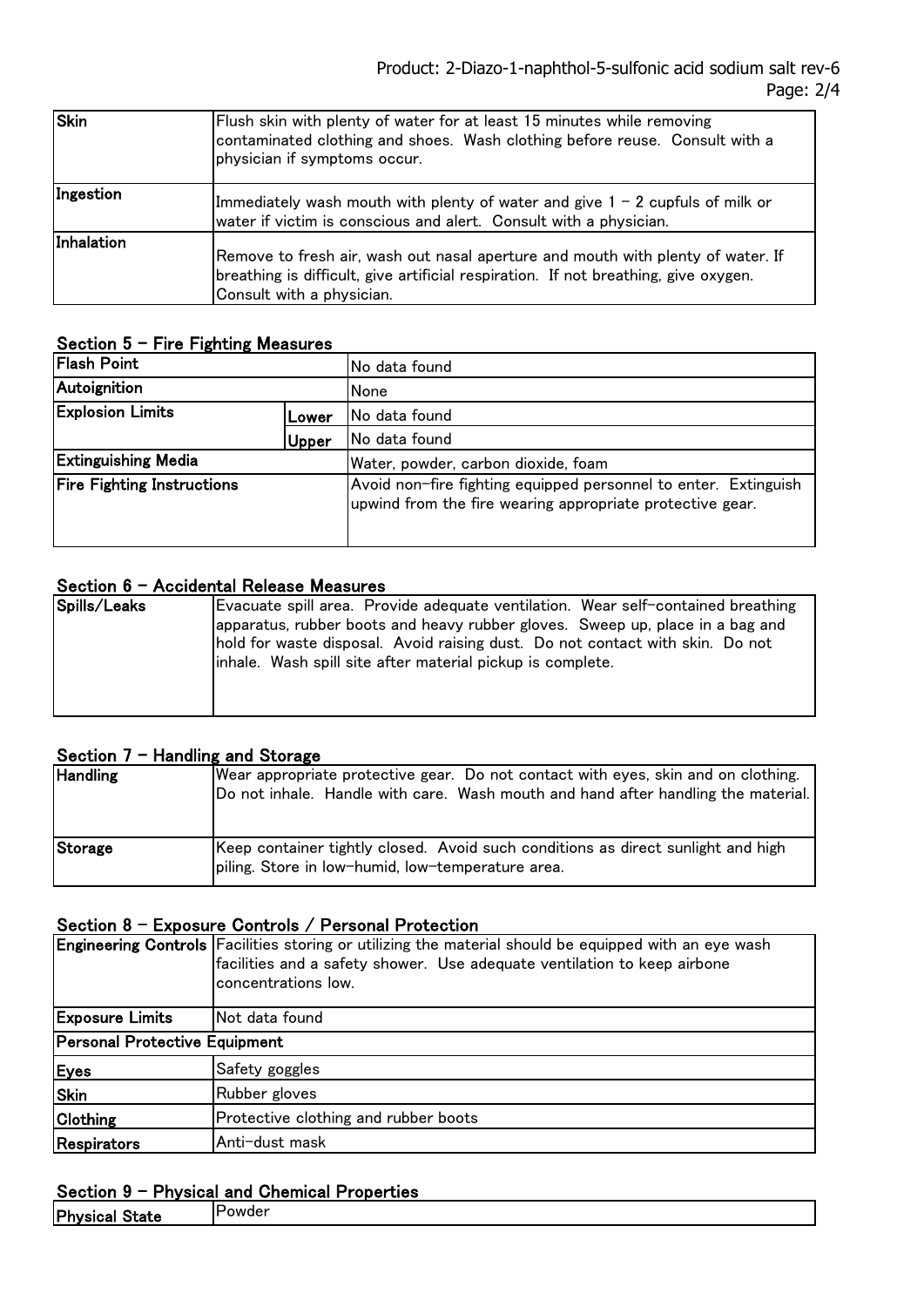| Skin | Flush skin with plenty of water for at least 15 minutes while removing contaminated clothing and shoes. Wash clothing before reuse. Consult with a physician if symptoms occur. |
|---|---|
| Ingestion | Immediately wash mouth with plenty of water and give 1 – 2 cupfuls of milk or water if victim is conscious and alert. Consult with a physician. |
| Inhalation | Remove to fresh air, wash out nasal aperture and mouth with plenty of water. If breathing is difficult, give artificial respiration. If not breathing, give oxygen. Consult with a physician. |

## Section 5 – Fire Fighting Measures

| Flash Point | | No data found |
|---|---|---|
| Autoignition | | None |
| Explosion Limits | Lower | No data found |
| | Upper | No data found |
| Extinguishing Media | | Water, powder, carbon dioxide, foam |
| Fire Fighting Instructions | | Avoid non-fire fighting equipped personnel to enter. Extinguish upwind from the fire wearing appropriate protective gear. |

## Section 6 – Accidental Release Measures

| Spills/Leaks | Evacuate spill area. Provide adequate ventilation. Wear self-contained breathing apparatus, rubber boots and heavy rubber gloves. Sweep up, place in a bag and hold for waste disposal. Avoid raising dust. Do not contact with skin. Do not inhale. Wash spill site after material pickup is complete. |
|---|---|

## Section 7 – Handling and Storage

| Handling | Wear appropriate protective gear. Do not contact with eyes, skin and on clothing. Do not inhale. Handle with care. Wash mouth and hand after handling the material. |
|---|---|
| Storage | Keep container tightly closed. Avoid such conditions as direct sunlight and high piling. Store in low-humid, low-temperature area. |

## Section 8 – Exposure Controls / Personal Protection

| Engineering Controls | Facilities storing or utilizing the material should be equipped with an eye wash facilities and a safety shower. Use adequate ventilation to keep airbone concentrations low. |
|---|---|
| Exposure Limits | Not data found |
| **Personal Protective Equipment** | |
| Eyes | Safety goggles |
| Skin | Rubber gloves |
| Clothing | Protective clothing and rubber boots |
| Respirators | Anti-dust mask |

## Section 9 – Physical and Chemical Properties

| Physical State | Powder |
|---|---|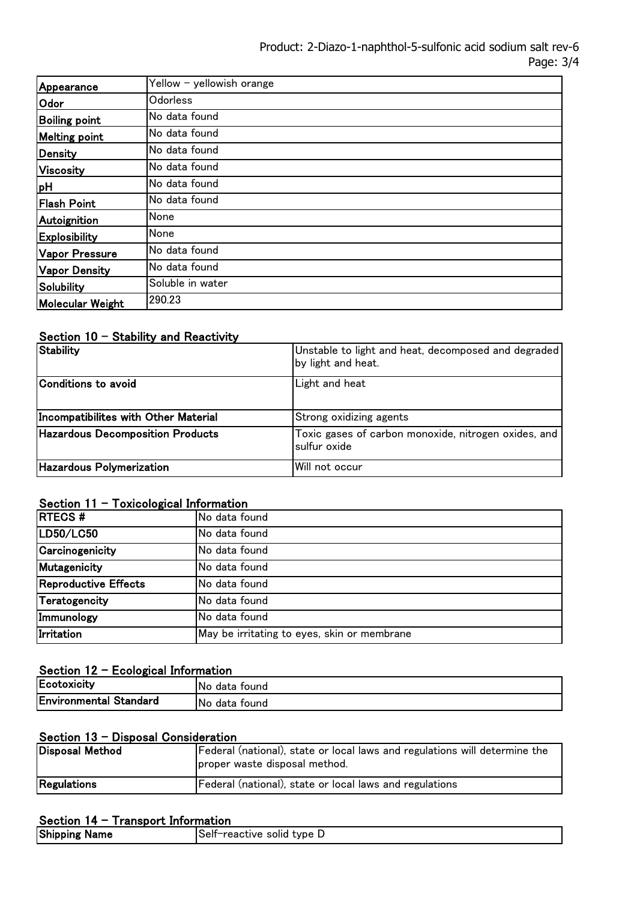| Appearance | Yellow – yellowish orange |
| --- | --- |
| Odor | Odorless |
| Boiling point | No data found |
| Melting point | No data found |
| Density | No data found |
| Viscosity | No data found |
| pH | No data found |
| Flash Point | No data found |
| Autoignition | None |
| Explosibility | None |
| Vapor Pressure | No data found |
| Vapor Density | No data found |
| Solubility | Soluble in water |
| Molecular Weight | 290.23 |

## Section 10 – Stability and Reactivity

| Stability | Unstable to light and heat, decomposed and degraded by light and heat. |
| --- | --- |
| Conditions to avoid | Light and heat |
| Incompatibilites with Other Material | Strong oxidizing agents |
| Hazardous Decomposition Products | Toxic gases of carbon monoxide, nitrogen oxides, and sulfur oxide |
| Hazardous Polymerization | Will not occur |

## Section 11 – Toxicological Information

| RTECS # | No data found |
| --- | --- |
| LD50/LC50 | No data found |
| Carcinogenicity | No data found |
| Mutagenicity | No data found |
| Reproductive Effects | No data found |
| Teratogencity | No data found |
| Immunology | No data found |
| Irritation | May be irritating to eyes, skin or membrane |

## Section 12 – Ecological Information

| Ecotoxicity | No data found |
| --- | --- |
| Environmental Standard | No data found |

## Section 13 – Disposal Consideration

| Disposal Method | Federal (national), state or local laws and regulations will determine the proper waste disposal method. |
| --- | --- |
| Regulations | Federal (national), state or local laws and regulations |

## Section 14 – Transport Information

| Shipping Name | Self-reactive solid type D |
| --- | --- |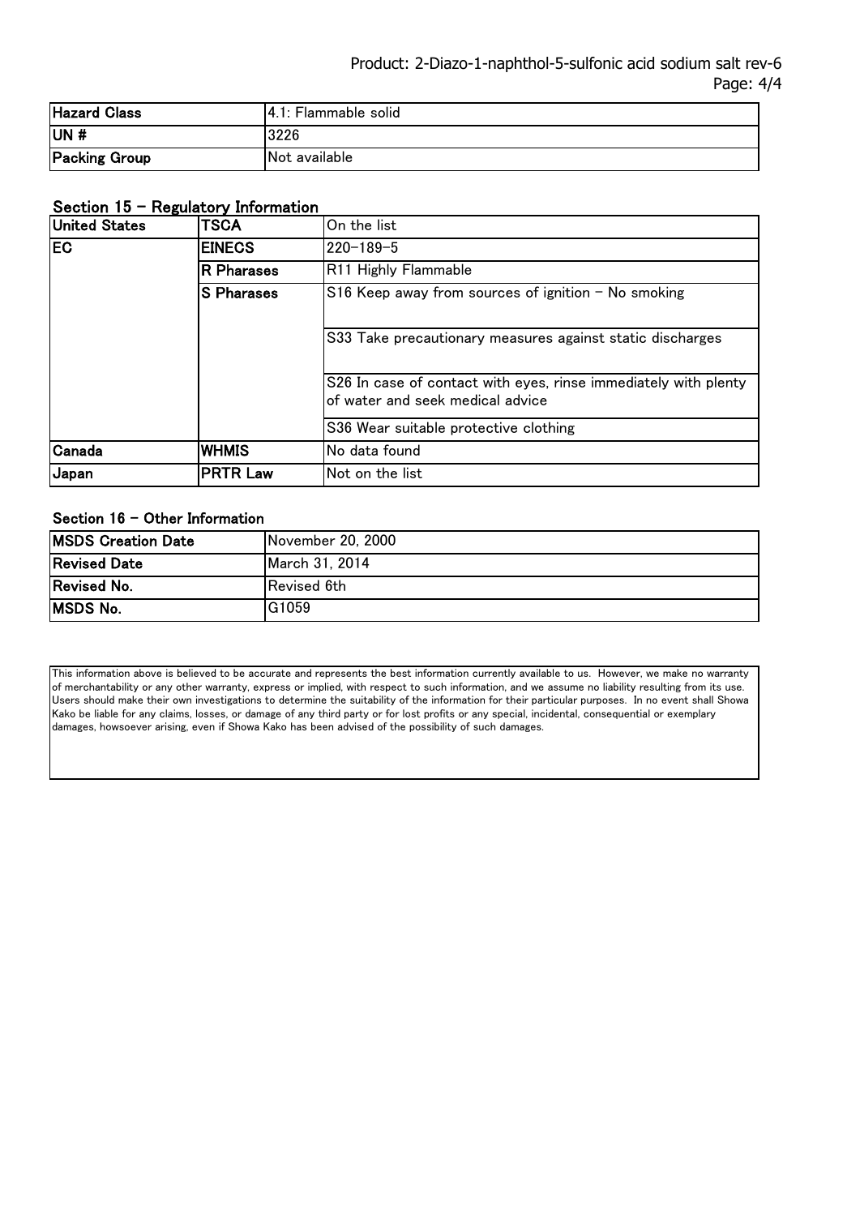| | |
|---|---|
| **Hazard Class** | 4.1: Flammable solid |
| **UN #** | 3226 |
| **Packing Group** | Not available |

## Section 15 – Regulatory Information

| | | |
|---|---|---|
| **United States** | **TSCA** | On the list |
| **EC** | **EINECS** | 220–189–5 |
| | **R Pharases** | R11 Highly Flammable |
| | **S Pharases** | S16 Keep away from sources of ignition – No smoking |
| | | S33 Take precautionary measures against static discharges |
| | | S26 In case of contact with eyes, rinse immediately with plenty of water and seek medical advice |
| | | S36 Wear suitable protective clothing |
| **Canada** | **WHMIS** | No data found |
| **Japan** | **PRTR Law** | Not on the list |

## Section 16 – Other Information

| | |
|---|---|
| **MSDS Creation Date** | November 20, 2000 |
| **Revised Date** | March 31, 2014 |
| **Revised No.** | Revised 6th |
| **MSDS No.** | G1059 |

This information above is believed to be accurate and represents the best information currently available to us. However, we make no warranty of merchantability or any other warranty, express or implied, with respect to such information, and we assume no liability resulting from its use. Users should make their own investigations to determine the suitability of the information for their particular purposes. In no event shall Showa Kako be liable for any claims, losses, or damage of any third party or for lost profits or any special, incidental, consequential or exemplary damages, howsoever arising, even if Showa Kako has been advised of the possibility of such damages.